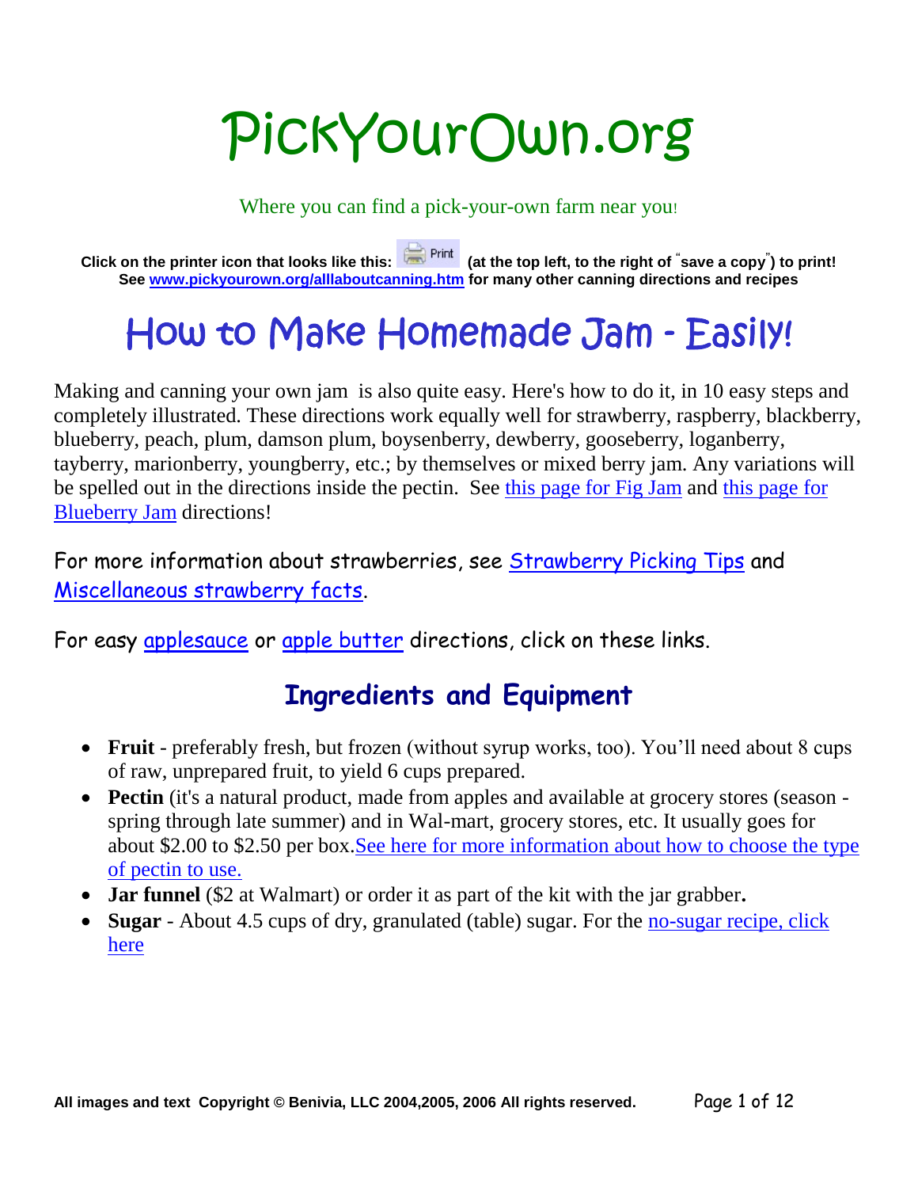# PickYourOwn.org

Where you can find a pick-your-own farm near you!

**Click on the printer icon that looks like this: Print (at the top left, to the right of "save a copy") to print!**
**See [www.pickyourown.org/alllaboutcanning.htm](www.pickyourown.org/alllaboutcanning.htm) for many other canning directions and recipes**

# How to Make Homemade Jam - Easily!

Making and canning your own jam is also quite easy. Here's how to do it, in 10 easy steps and completely illustrated. These directions work equally well for strawberry, raspberry, blackberry, blueberry, peach, plum, damson plum, boysenberry, dewberry, gooseberry, loganberry, tayberry, marionberry, youngberry, etc.; by themselves or mixed berry jam. Any variations will be spelled out in the directions inside the pectin. See this page for Fig Jam and this page for Blueberry Jam directions!

For more information about strawberries, see Strawberry Picking Tips and Miscellaneous strawberry facts.

For easy applesauce or apple butter directions, click on these links.

## Ingredients and Equipment

- **Fruit** - preferably fresh, but frozen (without syrup works, too). You'll need about 8 cups of raw, unprepared fruit, to yield 6 cups prepared.
- **Pectin** (it's a natural product, made from apples and available at grocery stores (season - spring through late summer) and in Wal-mart, grocery stores, etc. It usually goes for about $2.00 to $2.50 per box. See here for more information about how to choose the type of pectin to use.
- **Jar funnel** ($2 at Walmart) or order it as part of the kit with the jar grabber**.**
- **Sugar** - About 4.5 cups of dry, granulated (table) sugar. For the no-sugar recipe, click here

All images and text Copyright © Benivia, LLC 2004,2005, 2006 All rights reserved.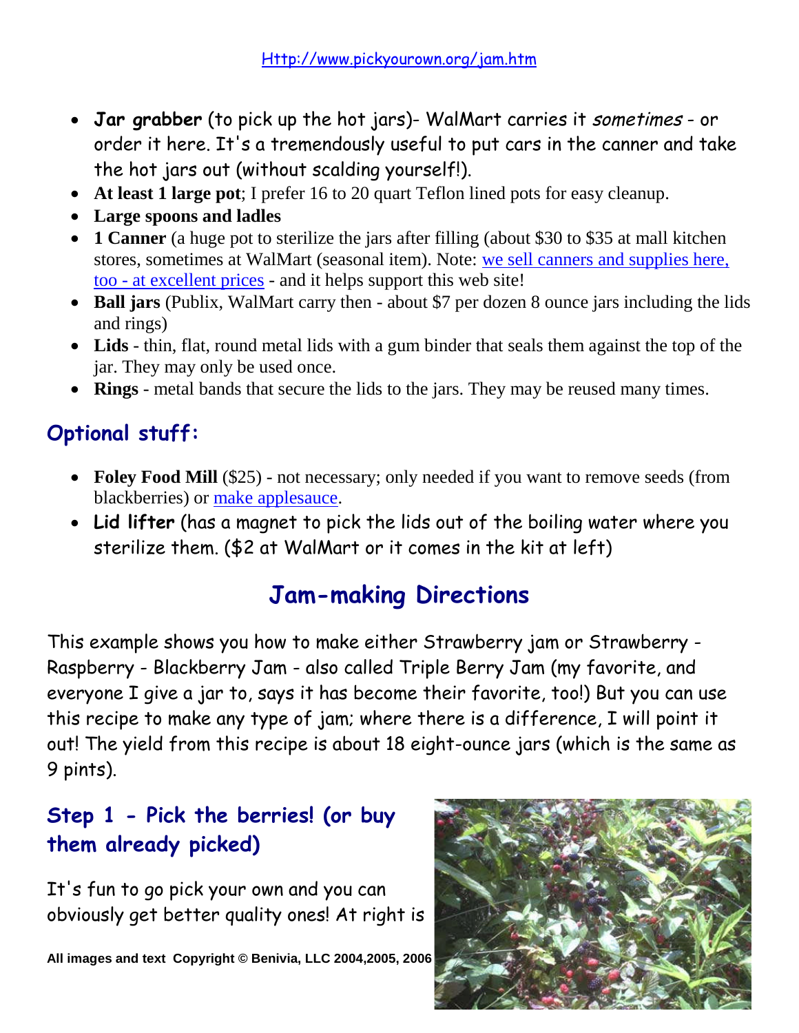- **Jar grabber** (to pick up the hot jars)- WalMart carries it *sometimes* - or order it here. It's a tremendously useful to put cars in the canner and take the hot jars out (without scalding yourself!).
- **At least 1 large pot**; I prefer 16 to 20 quart Teflon lined pots for easy cleanup.
- **Large spoons and ladles**
- **1 Canner** (a huge pot to sterilize the jars after filling (about $30 to $35 at mall kitchen stores, sometimes at WalMart (seasonal item). Note: we sell canners and supplies here, too - at excellent prices - and it helps support this web site!
- **Ball jars** (Publix, WalMart carry then - about $7 per dozen 8 ounce jars including the lids and rings)
- **Lids** - thin, flat, round metal lids with a gum binder that seals them against the top of the jar. They may only be used once.
- **Rings** - metal bands that secure the lids to the jars. They may be reused many times.

## Optional stuff:

- **Foley Food Mill** ($25) - not necessary; only needed if you want to remove seeds (from blackberries) or make applesauce.
- **Lid lifter** (has a magnet to pick the lids out of the boiling water where you sterilize them. ($2 at WalMart or it comes in the kit at left)

# Jam-making Directions

This example shows you how to make either Strawberry jam or Strawberry - Raspberry - Blackberry Jam - also called Triple Berry Jam (my favorite, and everyone I give a jar to, says it has become their favorite, too!) But you can use this recipe to make any type of jam; where there is a difference, I will point it out! The yield from this recipe is about 18 eight-ounce jars (which is the same as 9 pints).

## Step 1 - Pick the berries! (or buy them already picked)

It's fun to go pick your own and you can obviously get better quality ones! At right is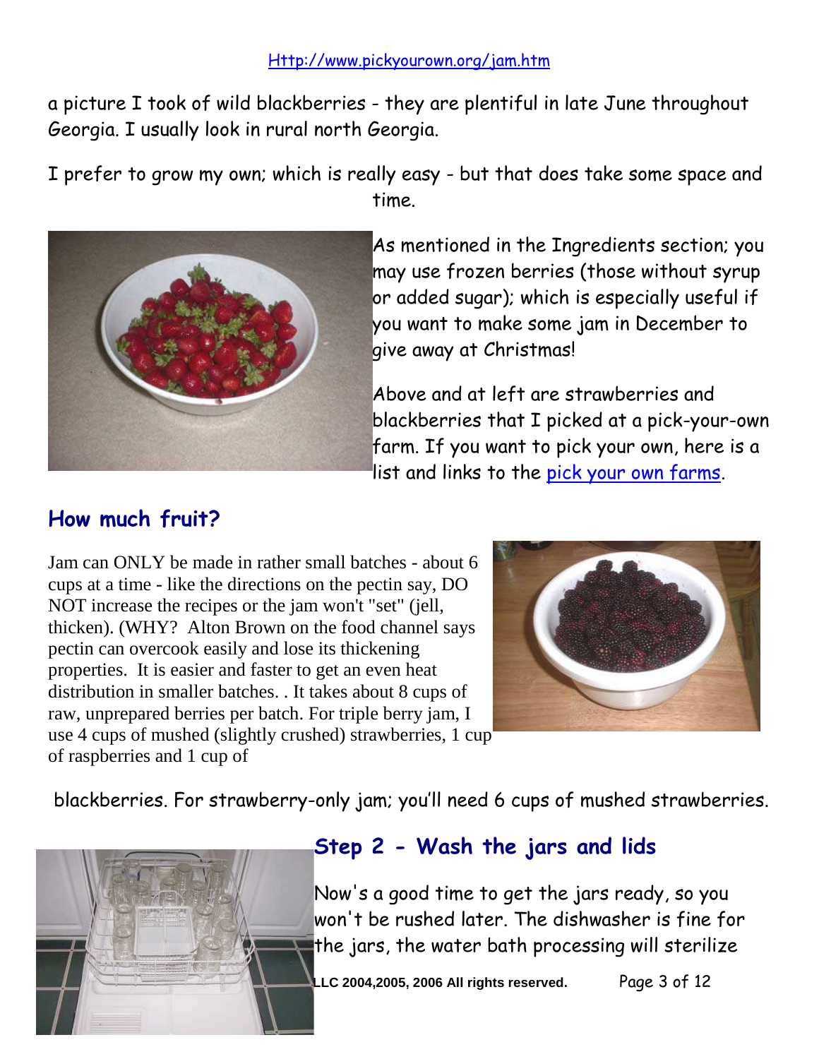Http://www.pickyourown.org/jam.htm

a picture I took of wild blackberries - they are plentiful in late June throughout Georgia. I usually look in rural north Georgia.

I prefer to grow my own; which is really easy - but that does take some space and time.

As mentioned in the Ingredients section; you may use frozen berries (those without syrup or added sugar); which is especially useful if you want to make some jam in December to give away at Christmas!

Above and at left are strawberries and blackberries that I picked at a pick-your-own farm. If you want to pick your own, here is a list and links to the pick your own farms.

## How much fruit?

Jam can ONLY be made in rather small batches - about 6 cups at a time - like the directions on the pectin say, DO NOT increase the recipes or the jam won't "set" (jell, thicken). (WHY? Alton Brown on the food channel says pectin can overcook easily and lose its thickening properties. It is easier and faster to get an even heat distribution in smaller batches. . It takes about 8 cups of raw, unprepared berries per batch. For triple berry jam, I use 4 cups of mushed (slightly crushed) strawberries, 1 cup of raspberries and 1 cup of blackberries. For strawberry-only jam; you'll need 6 cups of mushed strawberries.

## Step 2 - Wash the jars and lids

Now's a good time to get the jars ready, so you won't be rushed later. The dishwasher is fine for the jars, the water bath processing will sterilize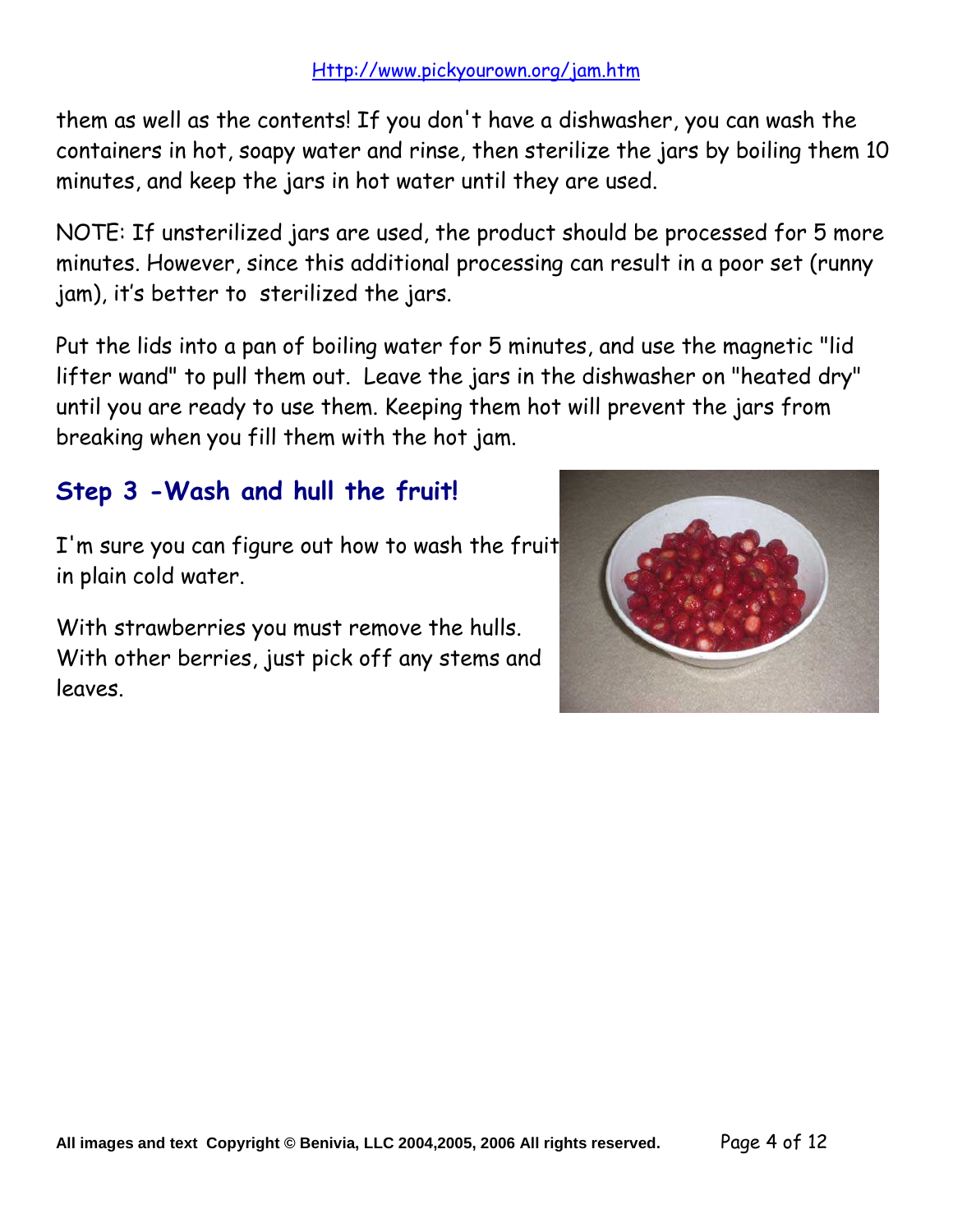them as well as the contents! If you don't have a dishwasher, you can wash the containers in hot, soapy water and rinse, then sterilize the jars by boiling them 10 minutes, and keep the jars in hot water until they are used.

NOTE: If unsterilized jars are used, the product should be processed for 5 more minutes. However, since this additional processing can result in a poor set (runny jam), it's better to  sterilized the jars.

Put the lids into a pan of boiling water for 5 minutes, and use the magnetic "lid lifter wand" to pull them out.  Leave the jars in the dishwasher on "heated dry" until you are ready to use them. Keeping them hot will prevent the jars from breaking when you fill them with the hot jam.

## Step 3 -Wash and hull the fruit!

I'm sure you can figure out how to wash the fruit in plain cold water.

With strawberries you must remove the hulls. With other berries, just pick off any stems and leaves.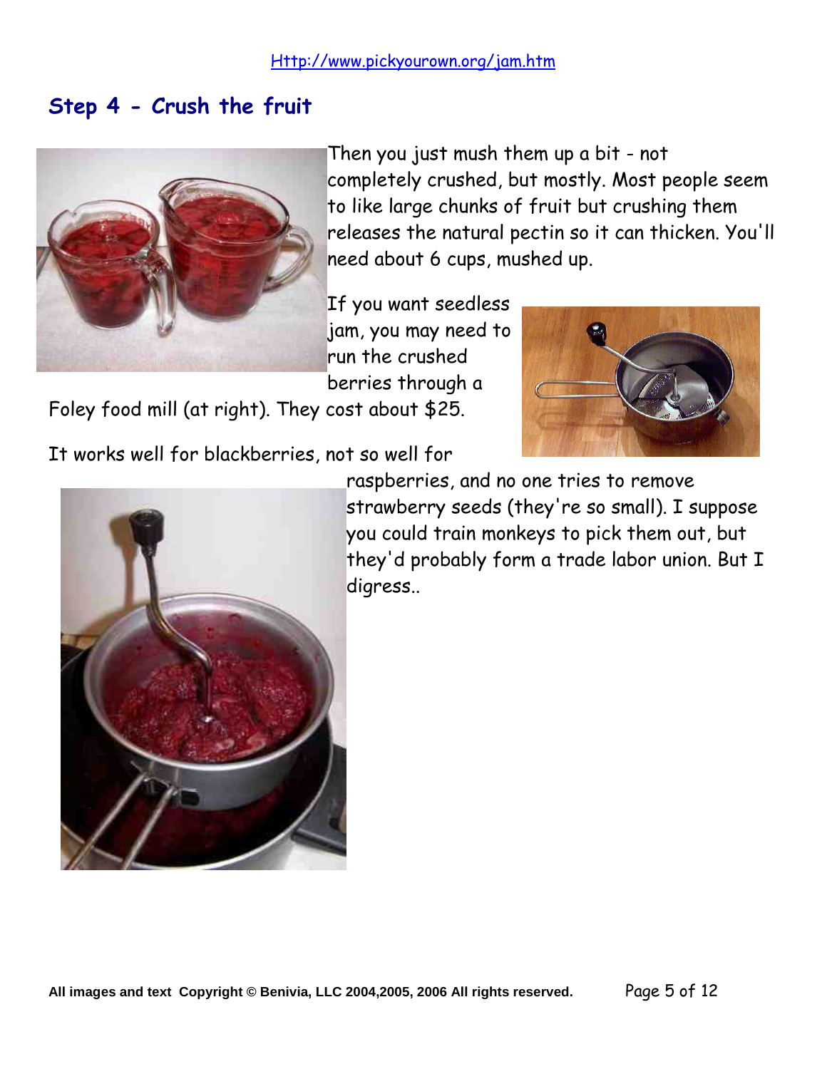Http://www.pickyourown.org/jam.htm

## Step 4 - Crush the fruit

Then you just mush them up a bit - not completely crushed, but mostly. Most people seem to like large chunks of fruit but crushing them releases the natural pectin so it can thicken. You'll need about 6 cups, mushed up.

If you want seedless jam, you may need to run the crushed berries through a Foley food mill (at right). They cost about $25.

It works well for blackberries, not so well for raspberries, and no one tries to remove strawberry seeds (they're so small). I suppose you could train monkeys to pick them out, but they'd probably form a trade labor union. But I digress..

All images and text Copyright © Benivia, LLC 2004,2005, 2006 All rights reserved.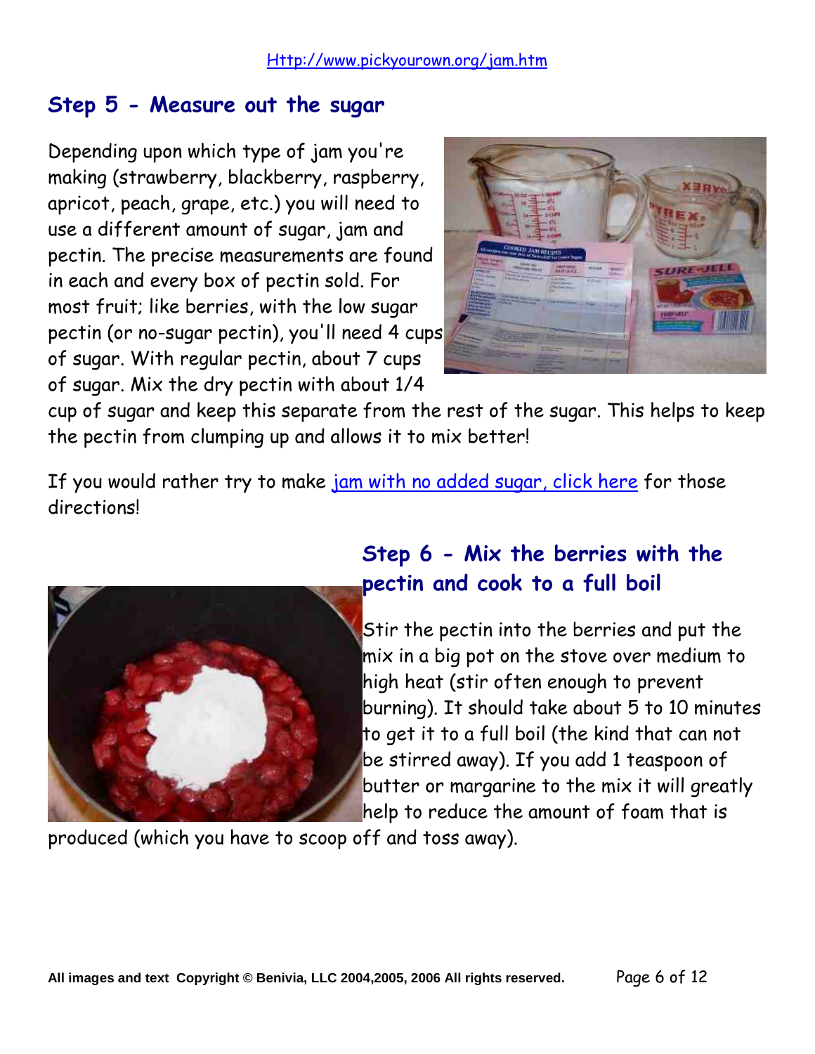## Step 5 - Measure out the sugar

Depending upon which type of jam you're making (strawberry, blackberry, raspberry, apricot, peach, grape, etc.) you will need to use a different amount of sugar, jam and pectin. The precise measurements are found in each and every box of pectin sold. For most fruit; like berries, with the low sugar pectin (or no-sugar pectin), you'll need 4 cups of sugar. With regular pectin, about 7 cups of sugar. Mix the dry pectin with about 1/4 cup of sugar and keep this separate from the rest of the sugar. This helps to keep the pectin from clumping up and allows it to mix better!

If you would rather try to make jam with no added sugar, click here for those directions!

## Step 6 - Mix the berries with the pectin and cook to a full boil

Stir the pectin into the berries and put the mix in a big pot on the stove over medium to high heat (stir often enough to prevent burning). It should take about 5 to 10 minutes to get it to a full boil (the kind that can not be stirred away). If you add 1 teaspoon of butter or margarine to the mix it will greatly help to reduce the amount of foam that is produced (which you have to scoop off and toss away).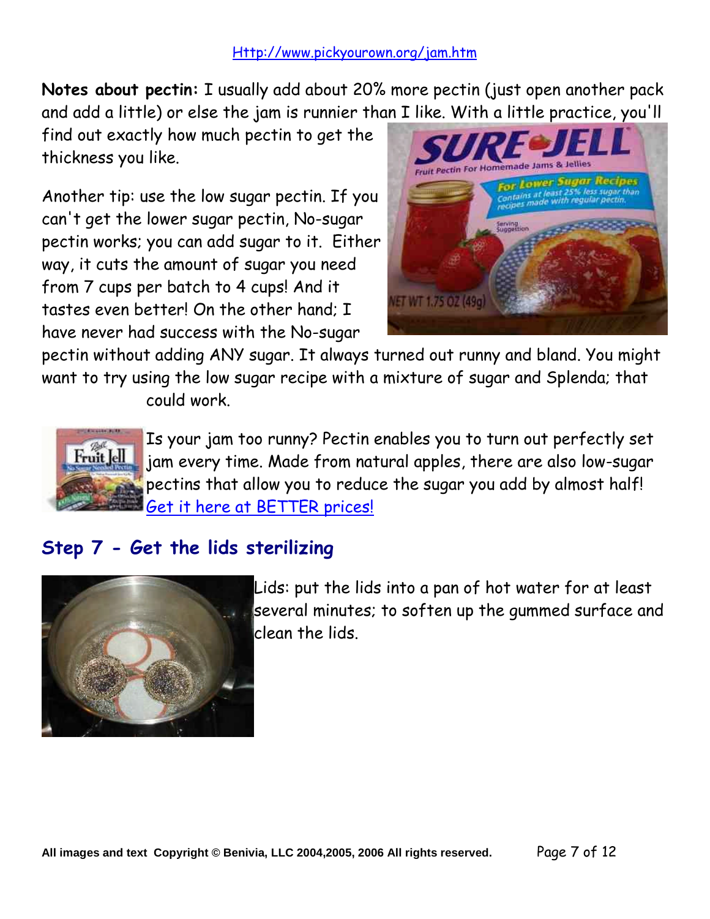Http://www.pickyourown.org/jam.htm

**Notes about pectin:** I usually add about 20% more pectin (just open another pack and add a little) or else the jam is runnier than I like. With a little practice, you'll find out exactly how much pectin to get the thickness you like.

Another tip: use the low sugar pectin. If you can't get the lower sugar pectin, No-sugar pectin works; you can add sugar to it. Either way, it cuts the amount of sugar you need from 7 cups per batch to 4 cups! And it tastes even better! On the other hand; I have never had success with the No-sugar pectin without adding ANY sugar. It always turned out runny and bland. You might want to try using the low sugar recipe with a mixture of sugar and Splenda; that could work.

Is your jam too runny? Pectin enables you to turn out perfectly set jam every time. Made from natural apples, there are also low-sugar pectins that allow you to reduce the sugar you add by almost half! Get it here at BETTER prices!

## Step 7 - Get the lids sterilizing

Lids: put the lids into a pan of hot water for at least several minutes; to soften up the gummed surface and clean the lids.

All images and text Copyright © Benivia, LLC 2004,2005, 2006 All rights reserved.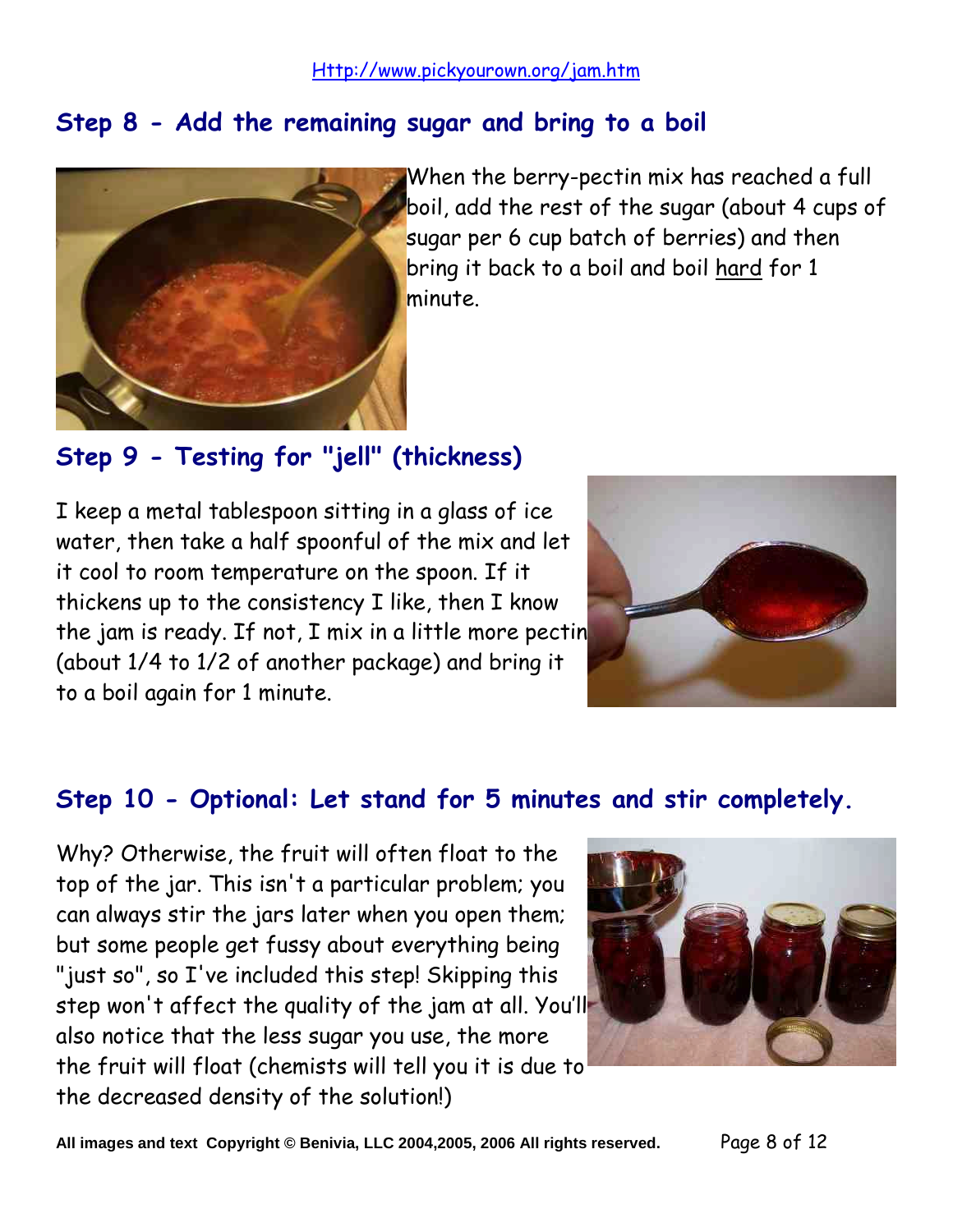## Step 8 - Add the remaining sugar and bring to a boil

When the berry-pectin mix has reached a full boil, add the rest of the sugar (about 4 cups of sugar per 6 cup batch of berries) and then bring it back to a boil and boil hard for 1 minute.

## Step 9 - Testing for "jell" (thickness)

I keep a metal tablespoon sitting in a glass of ice water, then take a half spoonful of the mix and let it cool to room temperature on the spoon. If it thickens up to the consistency I like, then I know the jam is ready. If not, I mix in a little more pectin (about 1/4 to 1/2 of another package) and bring it to a boil again for 1 minute.

## Step 10 - Optional: Let stand for 5 minutes and stir completely.

Why? Otherwise, the fruit will often float to the top of the jar. This isn't a particular problem; you can always stir the jars later when you open them; but some people get fussy about everything being "just so", so I've included this step! Skipping this step won't affect the quality of the jam at all. You'll also notice that the less sugar you use, the more the fruit will float (chemists will tell you it is due to the decreased density of the solution!)

**All images and text Copyright © Benivia, LLC 2004,2005, 2006 All rights reserved.**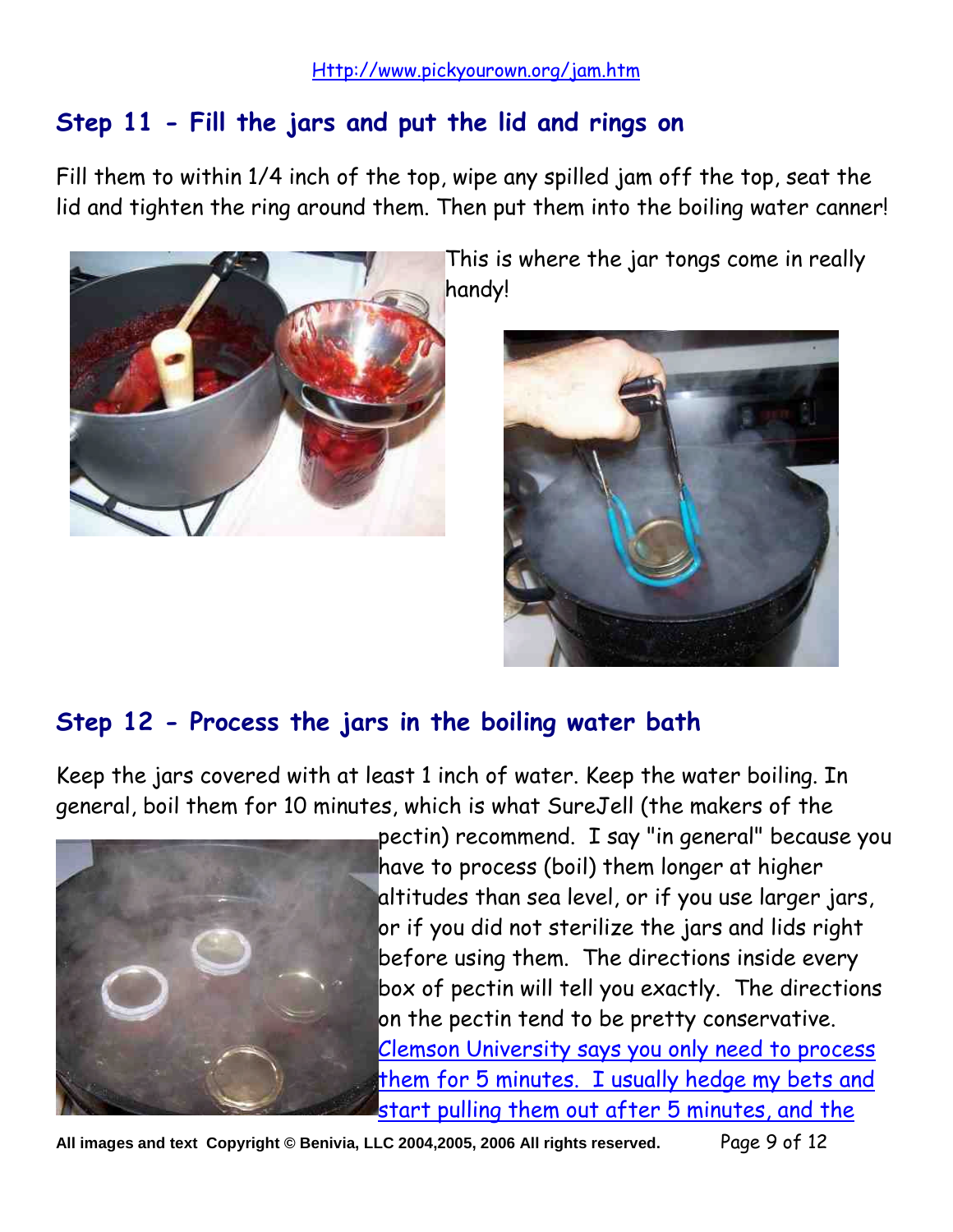[Http://www.pickyourown.org/jam.htm](Http://www.pickyourown.org/jam.htm)

## Step 11 - Fill the jars and put the lid and rings on

Fill them to within 1/4 inch of the top, wipe any spilled jam off the top, seat the lid and tighten the ring around them. Then put them into the boiling water canner!

This is where the jar tongs come in really handy!

## Step 12 - Process the jars in the boiling water bath

Keep the jars covered with at least 1 inch of water. Keep the water boiling. In general, boil them for 10 minutes, which is what SureJell (the makers of the pectin) recommend. I say "in general" because you have to process (boil) them longer at higher altitudes than sea level, or if you use larger jars, or if you did not sterilize the jars and lids right before using them. The directions inside every box of pectin will tell you exactly. The directions on the pectin tend to be pretty conservative. Clemson University says you only need to process them for 5 minutes. I usually hedge my bets and start pulling them out after 5 minutes, and the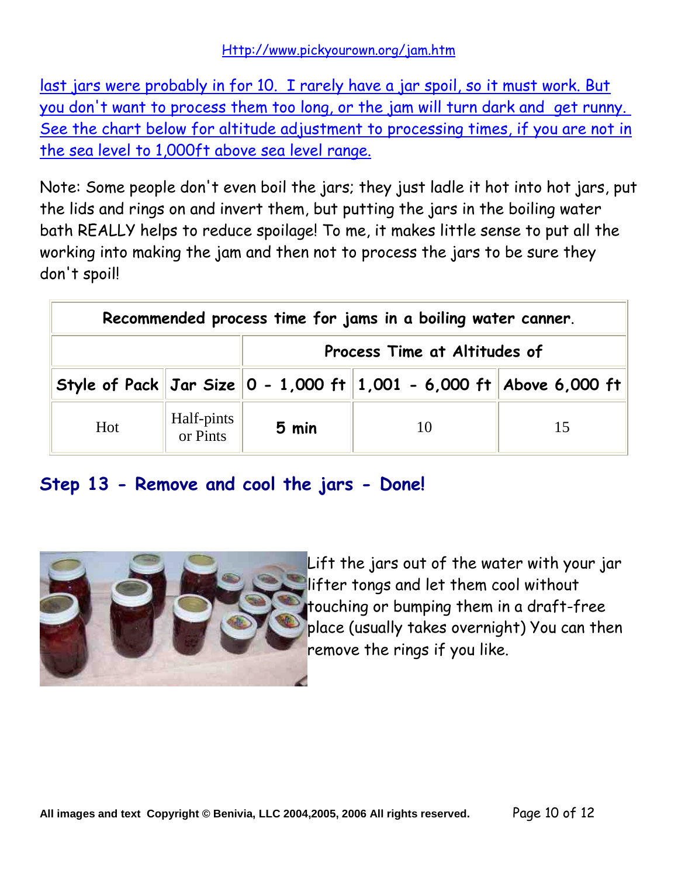last jars were probably in for 10. I rarely have a jar spoil, so it must work. But you don't want to process them too long, or the jam will turn dark and get runny. See the chart below for altitude adjustment to processing times, if you are not in the sea level to 1,000ft above sea level range.

Note: Some people don't even boil the jars; they just ladle it hot into hot jars, put the lids and rings on and invert them, but putting the jars in the boiling water bath REALLY helps to reduce spoilage! To me, it makes little sense to put all the working into making the jam and then not to process the jars to be sure they don't spoil!

| **Recommended process time for jams in a boiling water canner.** | | | | |
|---|---|---|---|---|
| | | **Process Time at Altitudes of** | | |
| **Style of Pack** | **Jar Size** | **0 - 1,000 ft** | **1,001 - 6,000 ft** | **Above 6,000 ft** |
| Hot | Half-pints or Pints | **5 min** | 10 | 15 |

## Step 13 - Remove and cool the jars - Done!

Lift the jars out of the water with your jar lifter tongs and let them cool without touching or bumping them in a draft-free place (usually takes overnight) You can then remove the rings if you like.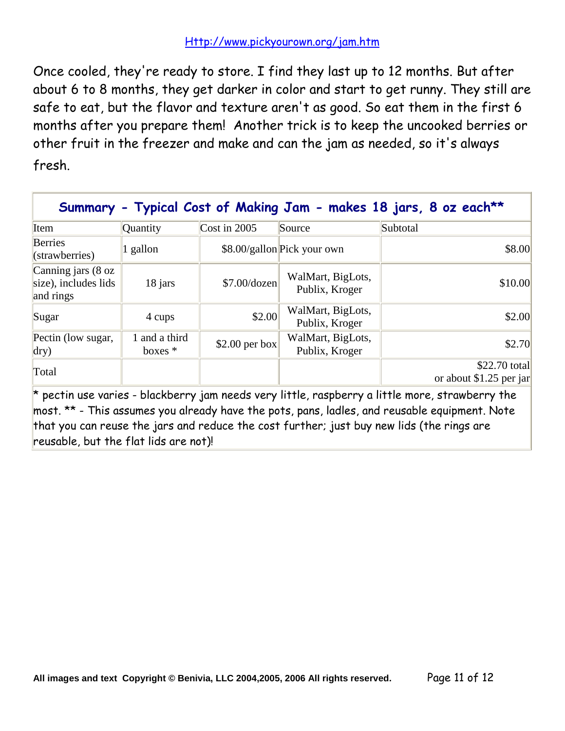Http://www.pickyourown.org/jam.htm

Once cooled, they're ready to store. I find they last up to 12 months. But after about 6 to 8 months, they get darker in color and start to get runny. They still are safe to eat, but the flavor and texture aren't as good. So eat them in the first 6 months after you prepare them! Another trick is to keep the uncooked berries or other fruit in the freezer and make and can the jam as needed, so it's always fresh.

**Summary - Typical Cost of Making Jam - makes 18 jars, 8 oz each****

| Item | Quantity | Cost in 2005 | Source | Subtotal |
|---|---|---|---|---|
| Berries (strawberries) | 1 gallon | $8.00/gallon | Pick your own | $8.00 |
| Canning jars (8 oz size), includes lids and rings | 18 jars | $7.00/dozen | WalMart, BigLots, Publix, Kroger | $10.00 |
| Sugar | 4 cups | $2.00 | WalMart, BigLots, Publix, Kroger | $2.00 |
| Pectin (low sugar, dry) | 1 and a third boxes * | $2.00 per box | WalMart, BigLots, Publix, Kroger | $2.70 |
| Total | | | | $22.70 total or about $1.25 per jar |

* pectin use varies - blackberry jam needs very little, raspberry a little more, strawberry the most. ** - This assumes you already have the pots, pans, ladles, and reusable equipment. Note that you can reuse the jars and reduce the cost further; just buy new lids (the rings are reusable, but the flat lids are not)!

All images and text Copyright © Benivia, LLC 2004,2005, 2006 All rights reserved.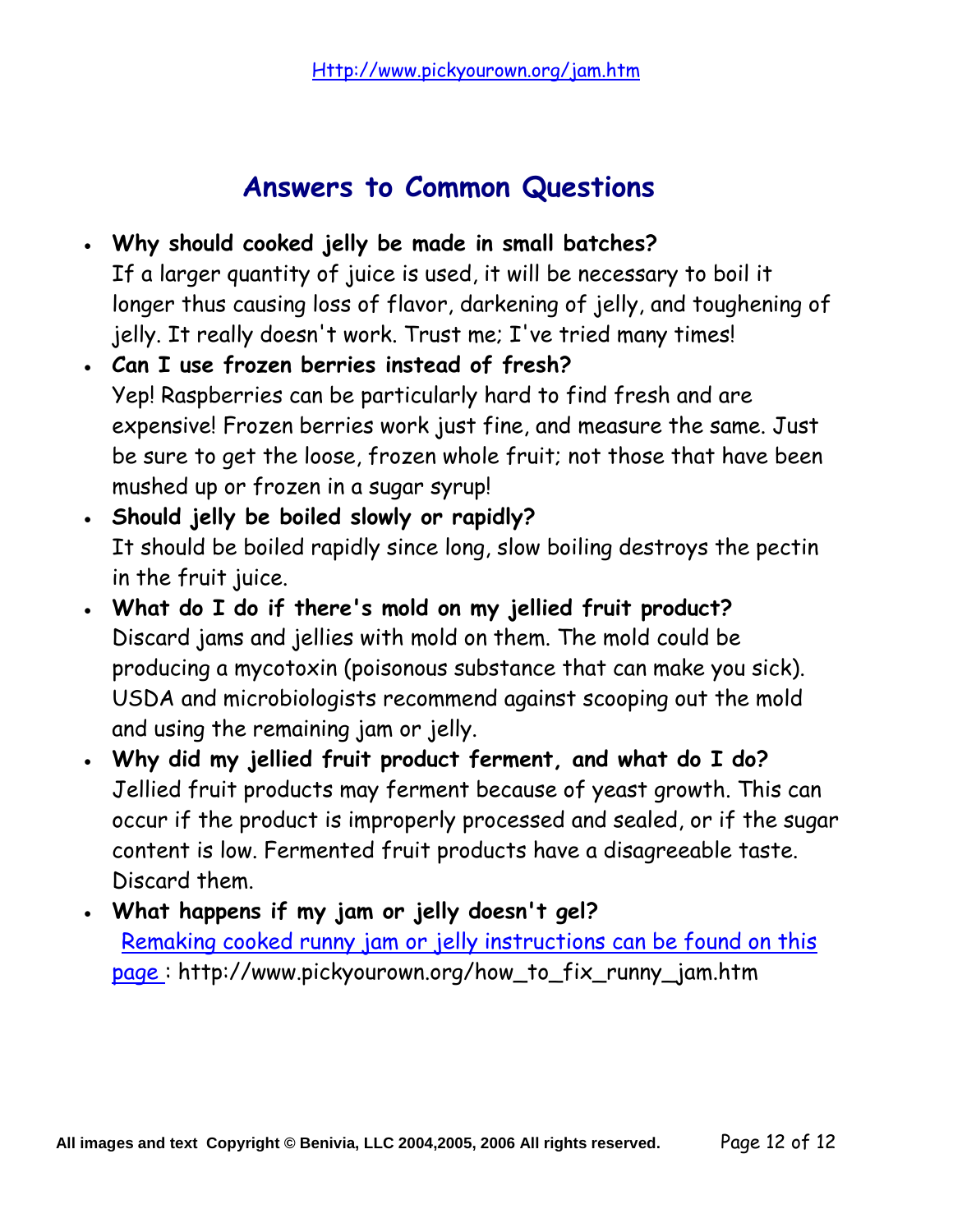## Answers to Common Questions

- **Why should cooked jelly be made in small batches?**
  If a larger quantity of juice is used, it will be necessary to boil it longer thus causing loss of flavor, darkening of jelly, and toughening of jelly. It really doesn't work. Trust me; I've tried many times!
- **Can I use frozen berries instead of fresh?**
  Yep! Raspberries can be particularly hard to find fresh and are expensive! Frozen berries work just fine, and measure the same. Just be sure to get the loose, frozen whole fruit; not those that have been mushed up or frozen in a sugar syrup!
- **Should jelly be boiled slowly or rapidly?**
  It should be boiled rapidly since long, slow boiling destroys the pectin in the fruit juice.
- **What do I do if there's mold on my jellied fruit product?**
  Discard jams and jellies with mold on them. The mold could be producing a mycotoxin (poisonous substance that can make you sick). USDA and microbiologists recommend against scooping out the mold and using the remaining jam or jelly.
- **Why did my jellied fruit product ferment, and what do I do?**
  Jellied fruit products may ferment because of yeast growth. This can occur if the product is improperly processed and sealed, or if the sugar content is low. Fermented fruit products have a disagreeable taste. Discard them.
- **What happens if my jam or jelly doesn't gel?**
  Remaking cooked runny jam or jelly instructions can be found on this page : http://www.pickyourown.org/how_to_fix_runny_jam.htm

All images and text Copyright © Benivia, LLC 2004,2005, 2006 All rights reserved.